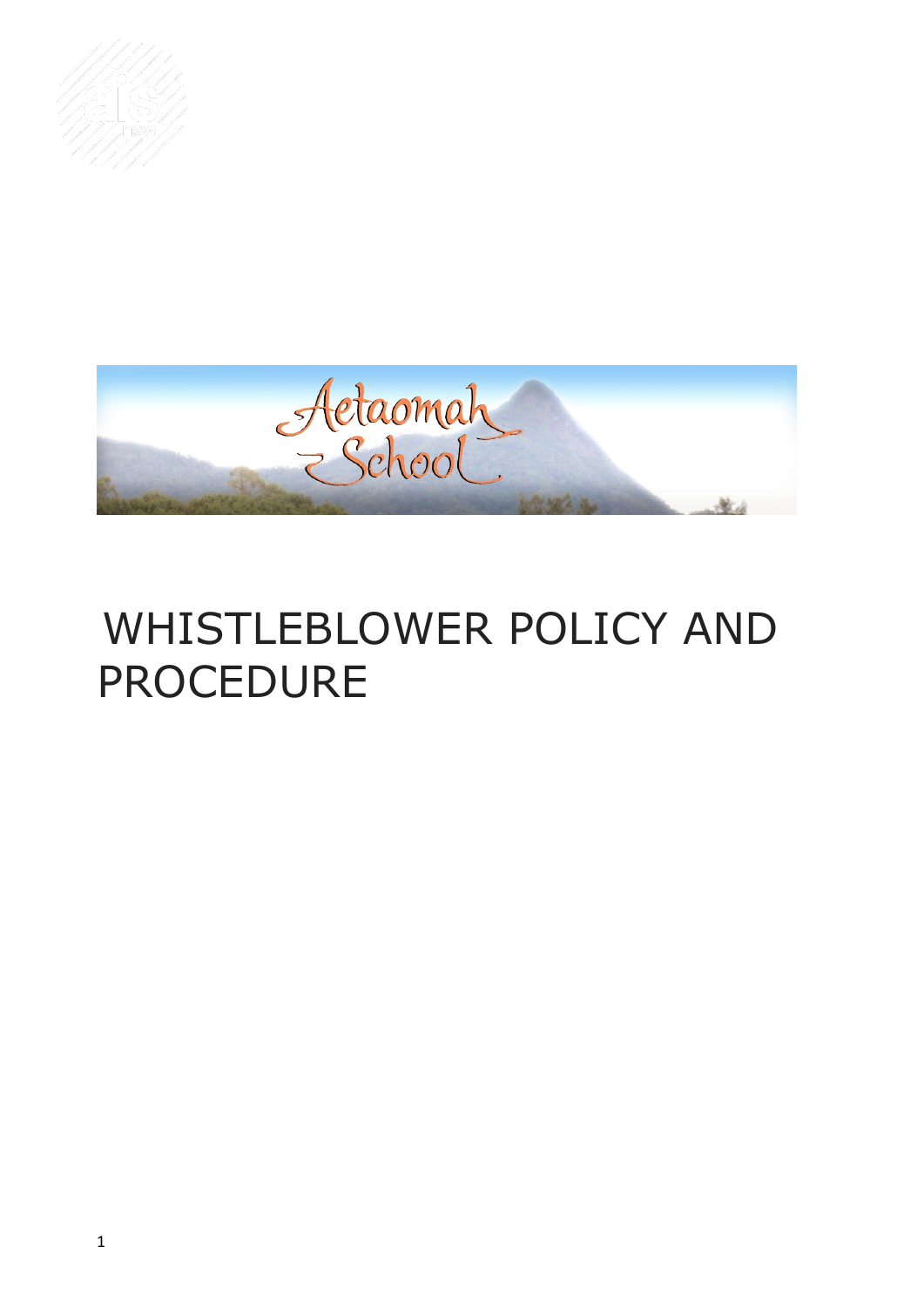# WHISTLEBLOWER POLICY AND PROCEDURE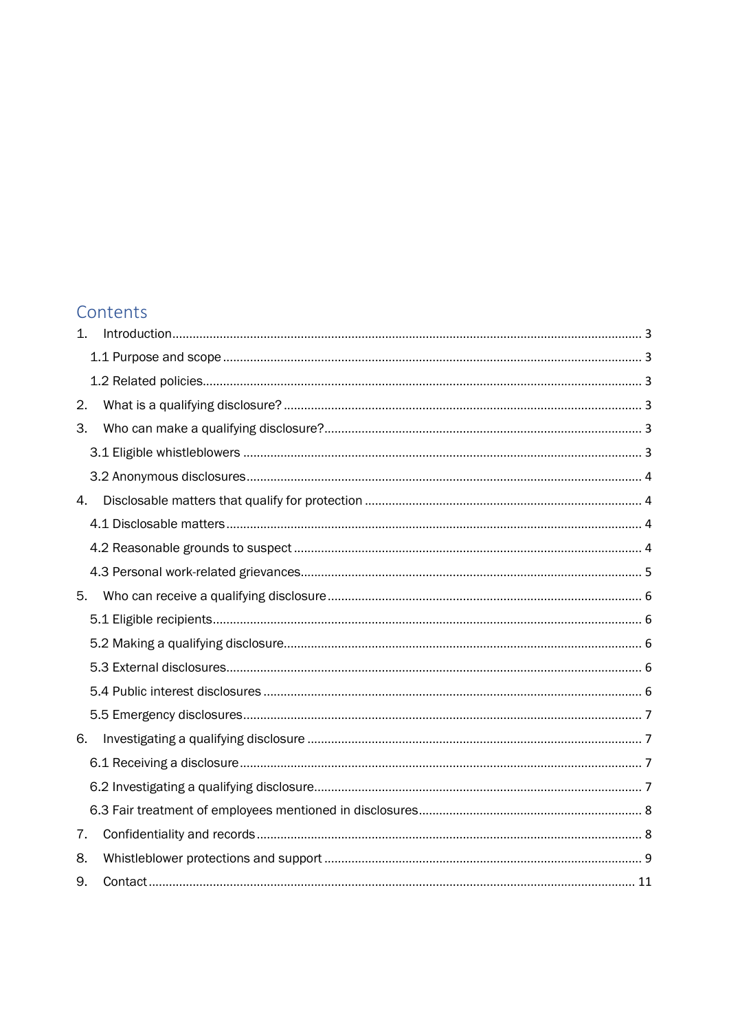## Contents

1. Introduction ........................................................ 3
   - 1.1 Purpose and scope ........................................................ 3
   - 1.2 Related policies ........................................................ 3
2. What is a qualifying disclosure? ........................................................ 3
3. Who can make a qualifying disclosure? ........................................................ 3
   - 3.1 Eligible whistleblowers ........................................................ 3
   - 3.2 Anonymous disclosures ........................................................ 4
4. Disclosable matters that qualify for protection ........................................................ 4
   - 4.1 Disclosable matters ........................................................ 4
   - 4.2 Reasonable grounds to suspect ........................................................ 4
   - 4.3 Personal work-related grievances ........................................................ 5
5. Who can receive a qualifying disclosure ........................................................ 6
   - 5.1 Eligible recipients ........................................................ 6
   - 5.2 Making a qualifying disclosure ........................................................ 6
   - 5.3 External disclosures ........................................................ 6
   - 5.4 Public interest disclosures ........................................................ 6
   - 5.5 Emergency disclosures ........................................................ 7
6. Investigating a qualifying disclosure ........................................................ 7
   - 6.1 Receiving a disclosure ........................................................ 7
   - 6.2 Investigating a qualifying disclosure ........................................................ 7
   - 6.3 Fair treatment of employees mentioned in disclosures ........................................................ 8
7. Confidentiality and records ........................................................ 8
8. Whistleblower protections and support ........................................................ 9
9. Contact ........................................................ 11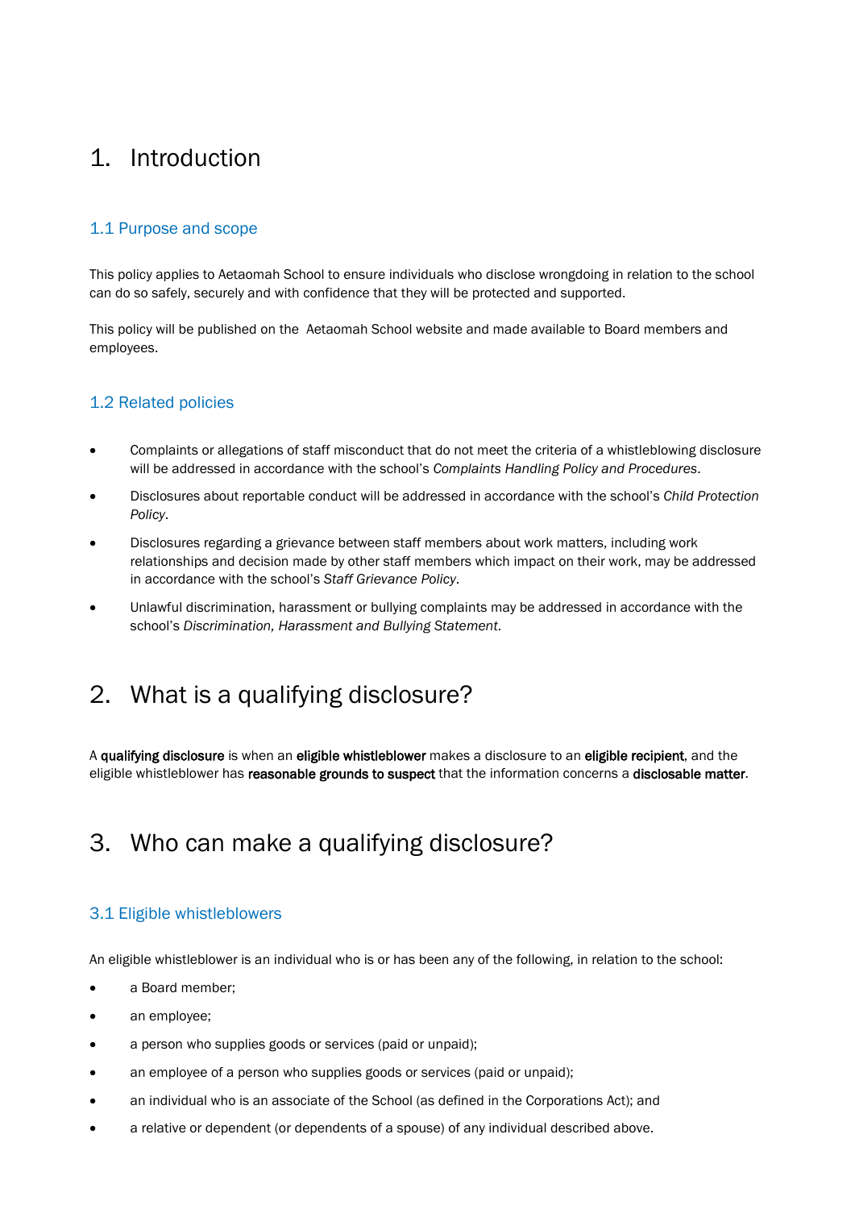# 1. Introduction

## 1.1 Purpose and scope

This policy applies to Aetaomah School to ensure individuals who disclose wrongdoing in relation to the school can do so safely, securely and with confidence that they will be protected and supported.

This policy will be published on the Aetaomah School website and made available to Board members and employees.

## 1.2 Related policies

- Complaints or allegations of staff misconduct that do not meet the criteria of a whistleblowing disclosure will be addressed in accordance with the school's *Complaints Handling Policy and Procedures*.
- Disclosures about reportable conduct will be addressed in accordance with the school's *Child Protection Policy*.
- Disclosures regarding a grievance between staff members about work matters, including work relationships and decision made by other staff members which impact on their work, may be addressed in accordance with the school's *Staff Grievance Policy*.
- Unlawful discrimination, harassment or bullying complaints may be addressed in accordance with the school's *Discrimination, Harassment and Bullying Statement*.

# 2. What is a qualifying disclosure?

A **qualifying disclosure** is when an **eligible whistleblower** makes a disclosure to an **eligible recipient**, and the eligible whistleblower has **reasonable grounds to suspect** that the information concerns a **disclosable matter**.

# 3. Who can make a qualifying disclosure?

## 3.1 Eligible whistleblowers

An eligible whistleblower is an individual who is or has been any of the following, in relation to the school:

- a Board member;
- an employee;
- a person who supplies goods or services (paid or unpaid);
- an employee of a person who supplies goods or services (paid or unpaid);
- an individual who is an associate of the School (as defined in the Corporations Act); and
- a relative or dependent (or dependents of a spouse) of any individual described above.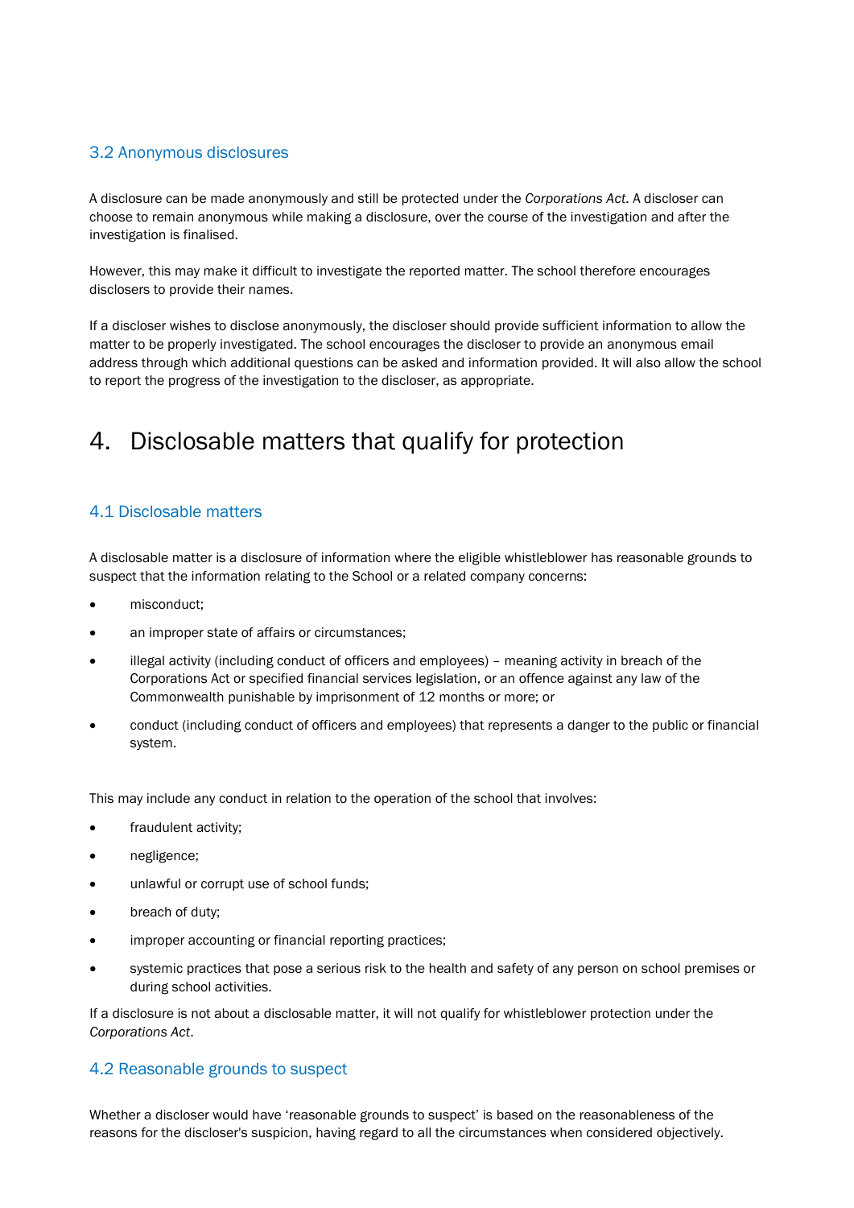### 3.2 Anonymous disclosures

A disclosure can be made anonymously and still be protected under the *Corporations Act*. A discloser can choose to remain anonymous while making a disclosure, over the course of the investigation and after the investigation is finalised.

However, this may make it difficult to investigate the reported matter. The school therefore encourages disclosers to provide their names.

If a discloser wishes to disclose anonymously, the discloser should provide sufficient information to allow the matter to be properly investigated. The school encourages the discloser to provide an anonymous email address through which additional questions can be asked and information provided. It will also allow the school to report the progress of the investigation to the discloser, as appropriate.

## 4. Disclosable matters that qualify for protection

### 4.1 Disclosable matters

A disclosable matter is a disclosure of information where the eligible whistleblower has reasonable grounds to suspect that the information relating to the School or a related company concerns:

- misconduct;
- an improper state of affairs or circumstances;
- illegal activity (including conduct of officers and employees) – meaning activity in breach of the Corporations Act or specified financial services legislation, or an offence against any law of the Commonwealth punishable by imprisonment of 12 months or more; or
- conduct (including conduct of officers and employees) that represents a danger to the public or financial system.

This may include any conduct in relation to the operation of the school that involves:

- fraudulent activity;
- negligence;
- unlawful or corrupt use of school funds;
- breach of duty;
- improper accounting or financial reporting practices;
- systemic practices that pose a serious risk to the health and safety of any person on school premises or during school activities.

If a disclosure is not about a disclosable matter, it will not qualify for whistleblower protection under the *Corporations Act*.

### 4.2 Reasonable grounds to suspect

Whether a discloser would have 'reasonable grounds to suspect' is based on the reasonableness of the reasons for the discloser's suspicion, having regard to all the circumstances when considered objectively.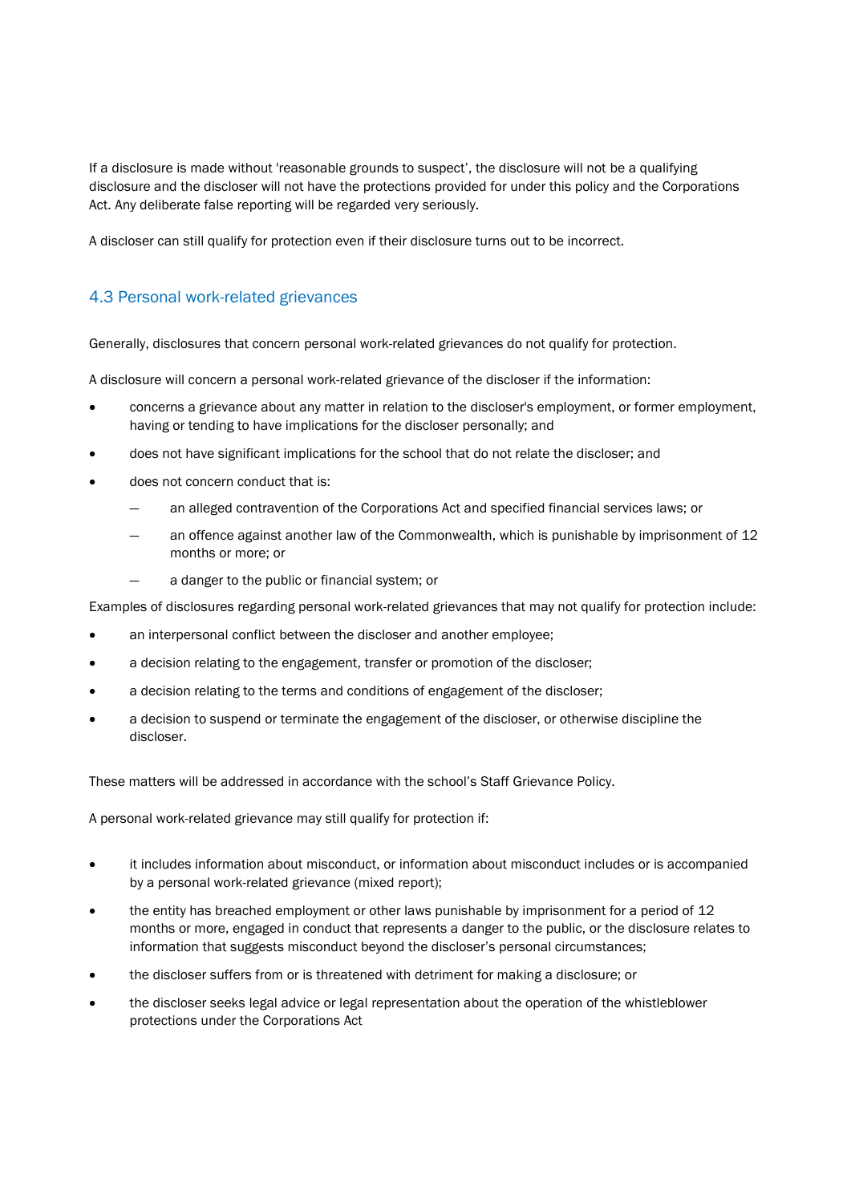If a disclosure is made without 'reasonable grounds to suspect', the disclosure will not be a qualifying disclosure and the discloser will not have the protections provided for under this policy and the Corporations Act. Any deliberate false reporting will be regarded very seriously.

A discloser can still qualify for protection even if their disclosure turns out to be incorrect.

### 4.3 Personal work-related grievances

Generally, disclosures that concern personal work-related grievances do not qualify for protection.

A disclosure will concern a personal work-related grievance of the discloser if the information:

- concerns a grievance about any matter in relation to the discloser's employment, or former employment, having or tending to have implications for the discloser personally; and
- does not have significant implications for the school that do not relate the discloser; and
- does not concern conduct that is:
  - an alleged contravention of the Corporations Act and specified financial services laws; or
  - an offence against another law of the Commonwealth, which is punishable by imprisonment of 12 months or more; or
  - a danger to the public or financial system; or

Examples of disclosures regarding personal work-related grievances that may not qualify for protection include:

- an interpersonal conflict between the discloser and another employee;
- a decision relating to the engagement, transfer or promotion of the discloser;
- a decision relating to the terms and conditions of engagement of the discloser;
- a decision to suspend or terminate the engagement of the discloser, or otherwise discipline the discloser.

These matters will be addressed in accordance with the school's Staff Grievance Policy.

A personal work-related grievance may still qualify for protection if:

- it includes information about misconduct, or information about misconduct includes or is accompanied by a personal work-related grievance (mixed report);
- the entity has breached employment or other laws punishable by imprisonment for a period of 12 months or more, engaged in conduct that represents a danger to the public, or the disclosure relates to information that suggests misconduct beyond the discloser's personal circumstances;
- the discloser suffers from or is threatened with detriment for making a disclosure; or
- the discloser seeks legal advice or legal representation about the operation of the whistleblower protections under the Corporations Act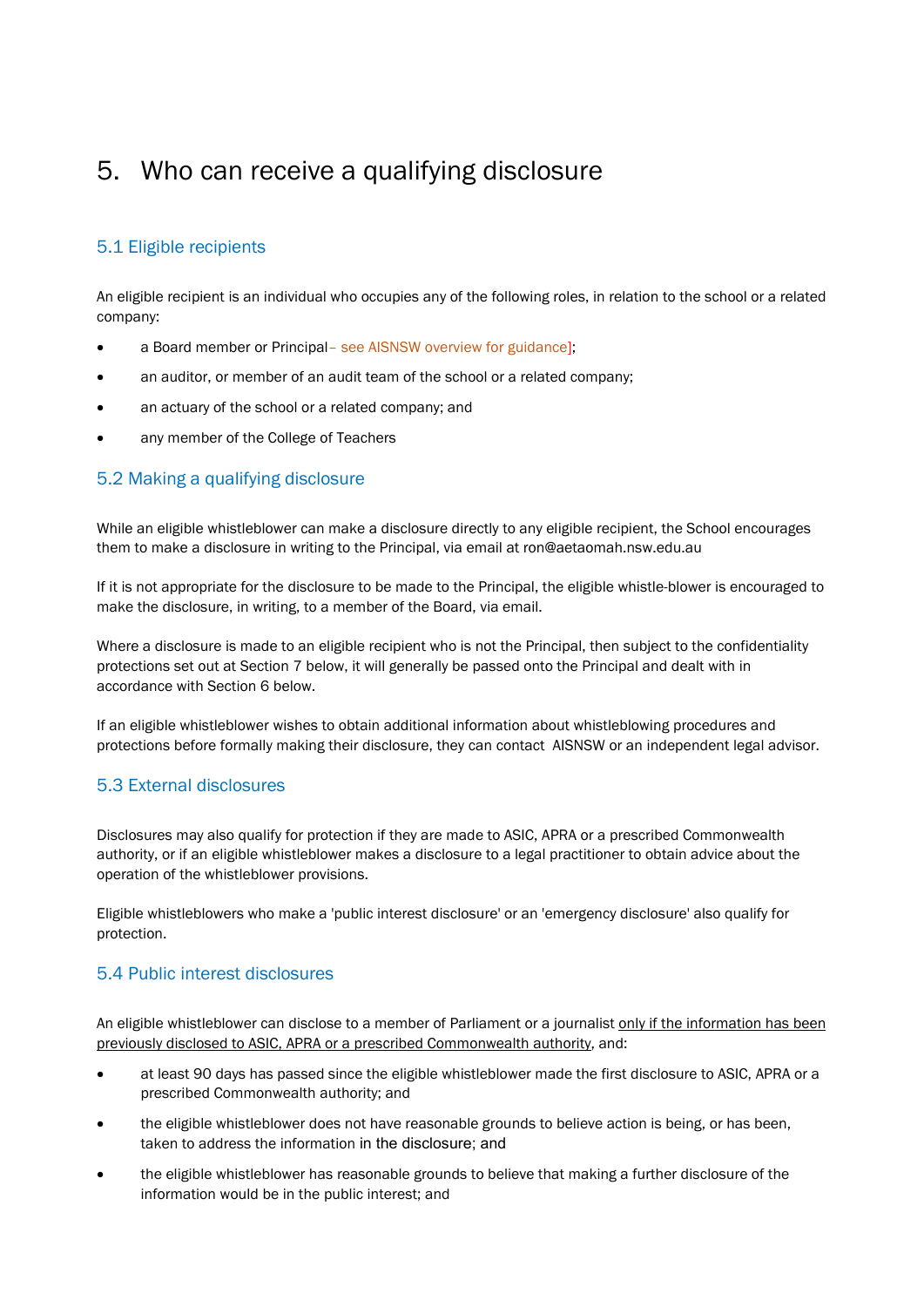# 5. Who can receive a qualifying disclosure

## 5.1 Eligible recipients

An eligible recipient is an individual who occupies any of the following roles, in relation to the school or a related company:

- a Board member or Principal– see AISNSW overview for guidance];
- an auditor, or member of an audit team of the school or a related company;
- an actuary of the school or a related company; and
- any member of the College of Teachers

## 5.2 Making a qualifying disclosure

While an eligible whistleblower can make a disclosure directly to any eligible recipient, the School encourages them to make a disclosure in writing to the Principal, via email at ron@aetaomah.nsw.edu.au

If it is not appropriate for the disclosure to be made to the Principal, the eligible whistle-blower is encouraged to make the disclosure, in writing, to a member of the Board, via email.

Where a disclosure is made to an eligible recipient who is not the Principal, then subject to the confidentiality protections set out at Section 7 below, it will generally be passed onto the Principal and dealt with in accordance with Section 6 below.

If an eligible whistleblower wishes to obtain additional information about whistleblowing procedures and protections before formally making their disclosure, they can contact AISNSW or an independent legal advisor.

## 5.3 External disclosures

Disclosures may also qualify for protection if they are made to ASIC, APRA or a prescribed Commonwealth authority, or if an eligible whistleblower makes a disclosure to a legal practitioner to obtain advice about the operation of the whistleblower provisions.

Eligible whistleblowers who make a 'public interest disclosure' or an 'emergency disclosure' also qualify for protection.

## 5.4 Public interest disclosures

An eligible whistleblower can disclose to a member of Parliament or a journalist <u>only if the information has been previously disclosed to ASIC, APRA or a prescribed Commonwealth authority</u>, and:

- at least 90 days has passed since the eligible whistleblower made the first disclosure to ASIC, APRA or a prescribed Commonwealth authority; and
- the eligible whistleblower does not have reasonable grounds to believe action is being, or has been, taken to address the information in the disclosure; and
- the eligible whistleblower has reasonable grounds to believe that making a further disclosure of the information would be in the public interest; and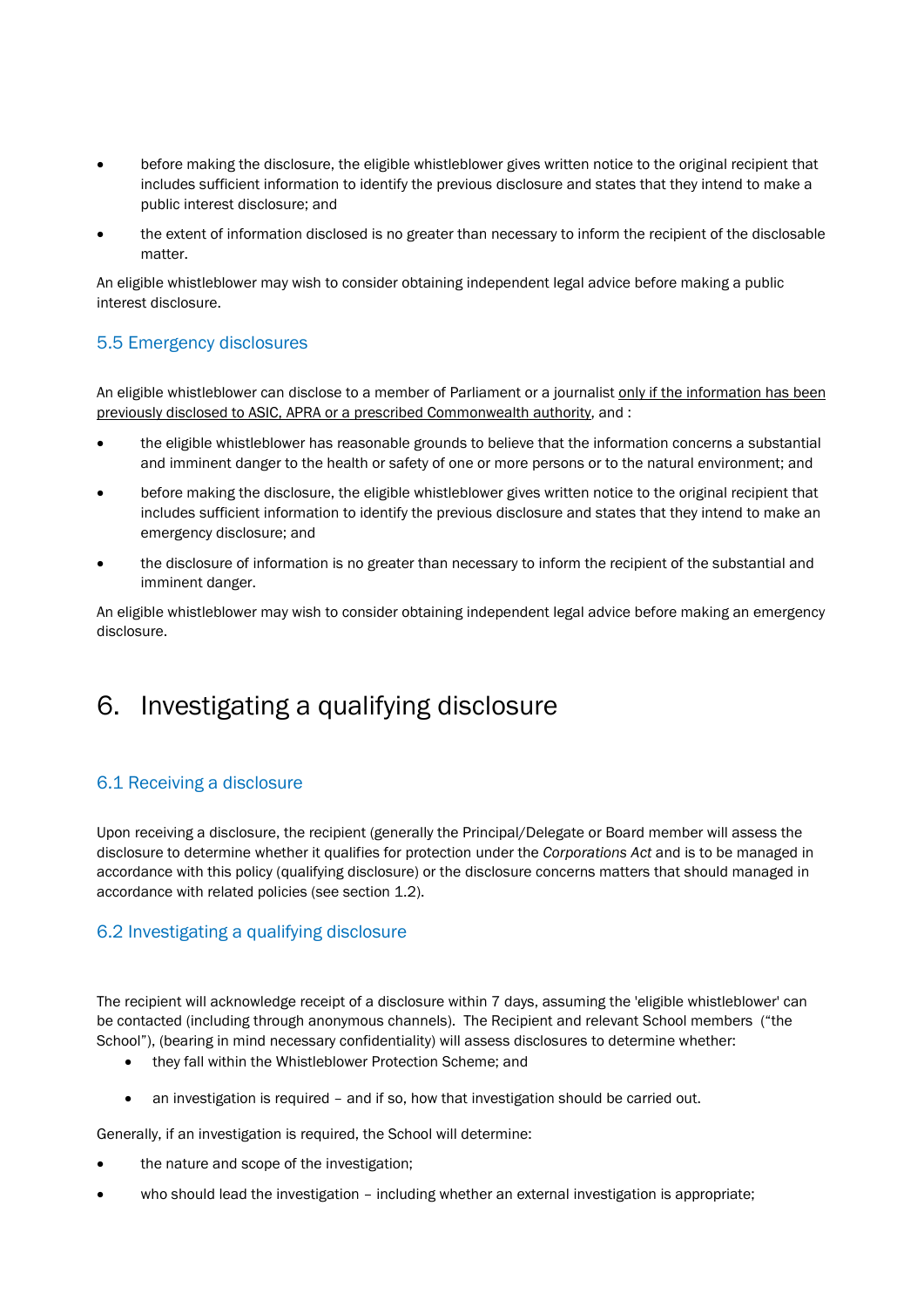- before making the disclosure, the eligible whistleblower gives written notice to the original recipient that includes sufficient information to identify the previous disclosure and states that they intend to make a public interest disclosure; and
- the extent of information disclosed is no greater than necessary to inform the recipient of the disclosable matter.

An eligible whistleblower may wish to consider obtaining independent legal advice before making a public interest disclosure.

### 5.5 Emergency disclosures

An eligible whistleblower can disclose to a member of Parliament or a journalist only if the information has been previously disclosed to ASIC, APRA or a prescribed Commonwealth authority, and :

- the eligible whistleblower has reasonable grounds to believe that the information concerns a substantial and imminent danger to the health or safety of one or more persons or to the natural environment; and
- before making the disclosure, the eligible whistleblower gives written notice to the original recipient that includes sufficient information to identify the previous disclosure and states that they intend to make an emergency disclosure; and
- the disclosure of information is no greater than necessary to inform the recipient of the substantial and imminent danger.

An eligible whistleblower may wish to consider obtaining independent legal advice before making an emergency disclosure.

## 6. Investigating a qualifying disclosure

### 6.1 Receiving a disclosure

Upon receiving a disclosure, the recipient (generally the Principal/Delegate or Board member will assess the disclosure to determine whether it qualifies for protection under the *Corporations Act* and is to be managed in accordance with this policy (qualifying disclosure) or the disclosure concerns matters that should managed in accordance with related policies (see section 1.2).

### 6.2 Investigating a qualifying disclosure

The recipient will acknowledge receipt of a disclosure within 7 days, assuming the 'eligible whistleblower' can be contacted (including through anonymous channels). The Recipient and relevant School members ("the School"), (bearing in mind necessary confidentiality) will assess disclosures to determine whether:

- they fall within the Whistleblower Protection Scheme; and
- an investigation is required – and if so, how that investigation should be carried out.

Generally, if an investigation is required, the School will determine:

- the nature and scope of the investigation;
- who should lead the investigation – including whether an external investigation is appropriate;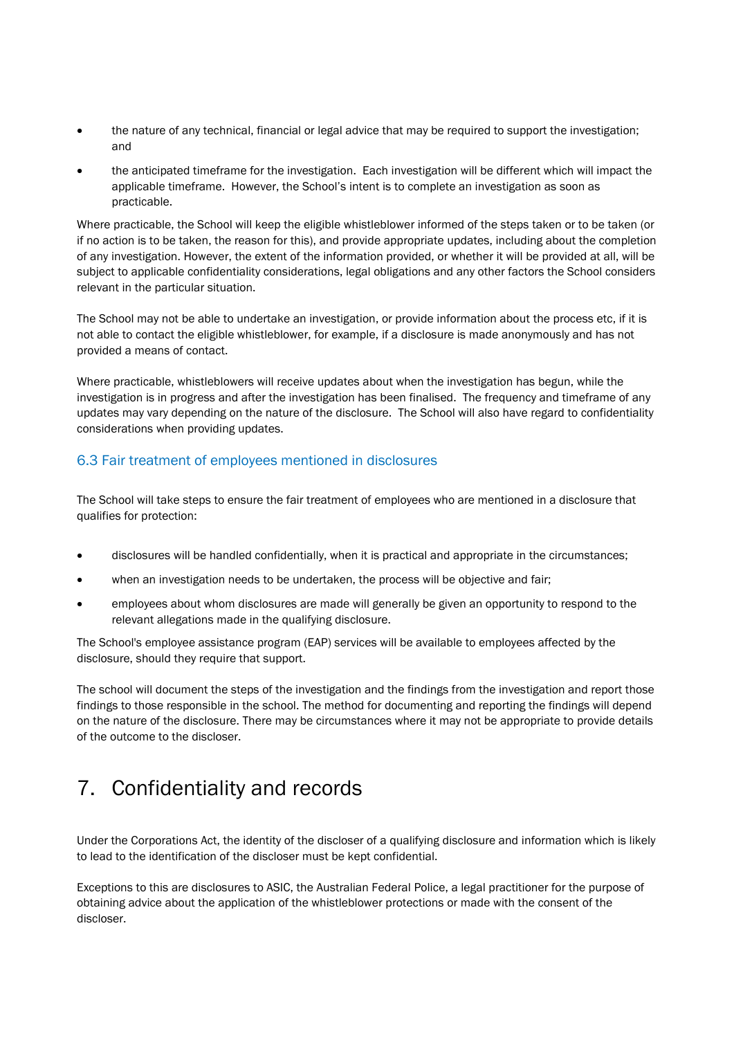- the nature of any technical, financial or legal advice that may be required to support the investigation; and
- the anticipated timeframe for the investigation. Each investigation will be different which will impact the applicable timeframe. However, the School's intent is to complete an investigation as soon as practicable.

Where practicable, the School will keep the eligible whistleblower informed of the steps taken or to be taken (or if no action is to be taken, the reason for this), and provide appropriate updates, including about the completion of any investigation. However, the extent of the information provided, or whether it will be provided at all, will be subject to applicable confidentiality considerations, legal obligations and any other factors the School considers relevant in the particular situation.

The School may not be able to undertake an investigation, or provide information about the process etc, if it is not able to contact the eligible whistleblower, for example, if a disclosure is made anonymously and has not provided a means of contact.

Where practicable, whistleblowers will receive updates about when the investigation has begun, while the investigation is in progress and after the investigation has been finalised. The frequency and timeframe of any updates may vary depending on the nature of the disclosure. The School will also have regard to confidentiality considerations when providing updates.

### 6.3 Fair treatment of employees mentioned in disclosures

The School will take steps to ensure the fair treatment of employees who are mentioned in a disclosure that qualifies for protection:

- disclosures will be handled confidentially, when it is practical and appropriate in the circumstances;
- when an investigation needs to be undertaken, the process will be objective and fair;
- employees about whom disclosures are made will generally be given an opportunity to respond to the relevant allegations made in the qualifying disclosure.

The School's employee assistance program (EAP) services will be available to employees affected by the disclosure, should they require that support.

The school will document the steps of the investigation and the findings from the investigation and report those findings to those responsible in the school. The method for documenting and reporting the findings will depend on the nature of the disclosure. There may be circumstances where it may not be appropriate to provide details of the outcome to the discloser.

## 7. Confidentiality and records

Under the Corporations Act, the identity of the discloser of a qualifying disclosure and information which is likely to lead to the identification of the discloser must be kept confidential.

Exceptions to this are disclosures to ASIC, the Australian Federal Police, a legal practitioner for the purpose of obtaining advice about the application of the whistleblower protections or made with the consent of the discloser.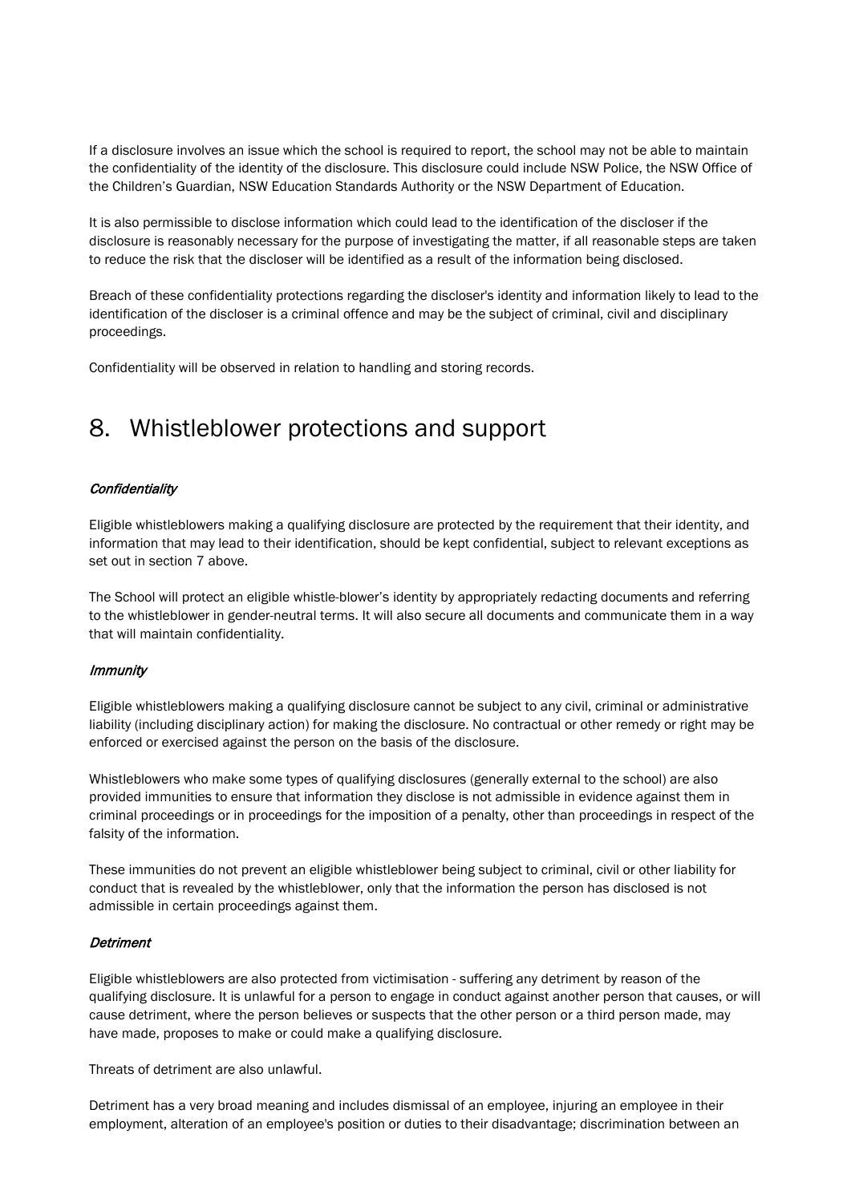If a disclosure involves an issue which the school is required to report, the school may not be able to maintain the confidentiality of the identity of the disclosure. This disclosure could include NSW Police, the NSW Office of the Children's Guardian, NSW Education Standards Authority or the NSW Department of Education.

It is also permissible to disclose information which could lead to the identification of the discloser if the disclosure is reasonably necessary for the purpose of investigating the matter, if all reasonable steps are taken to reduce the risk that the discloser will be identified as a result of the information being disclosed.

Breach of these confidentiality protections regarding the discloser's identity and information likely to lead to the identification of the discloser is a criminal offence and may be the subject of criminal, civil and disciplinary proceedings.

Confidentiality will be observed in relation to handling and storing records.

# 8. Whistleblower protections and support

***Confidentiality***

Eligible whistleblowers making a qualifying disclosure are protected by the requirement that their identity, and information that may lead to their identification, should be kept confidential, subject to relevant exceptions as set out in section 7 above.

The School will protect an eligible whistle-blower's identity by appropriately redacting documents and referring to the whistleblower in gender-neutral terms. It will also secure all documents and communicate them in a way that will maintain confidentiality.

***Immunity***

Eligible whistleblowers making a qualifying disclosure cannot be subject to any civil, criminal or administrative liability (including disciplinary action) for making the disclosure. No contractual or other remedy or right may be enforced or exercised against the person on the basis of the disclosure.

Whistleblowers who make some types of qualifying disclosures (generally external to the school) are also provided immunities to ensure that information they disclose is not admissible in evidence against them in criminal proceedings or in proceedings for the imposition of a penalty, other than proceedings in respect of the falsity of the information.

These immunities do not prevent an eligible whistleblower being subject to criminal, civil or other liability for conduct that is revealed by the whistleblower, only that the information the person has disclosed is not admissible in certain proceedings against them.

***Detriment***

Eligible whistleblowers are also protected from victimisation - suffering any detriment by reason of the qualifying disclosure. It is unlawful for a person to engage in conduct against another person that causes, or will cause detriment, where the person believes or suspects that the other person or a third person made, may have made, proposes to make or could make a qualifying disclosure.

Threats of detriment are also unlawful.

Detriment has a very broad meaning and includes dismissal of an employee, injuring an employee in their employment, alteration of an employee's position or duties to their disadvantage; discrimination between an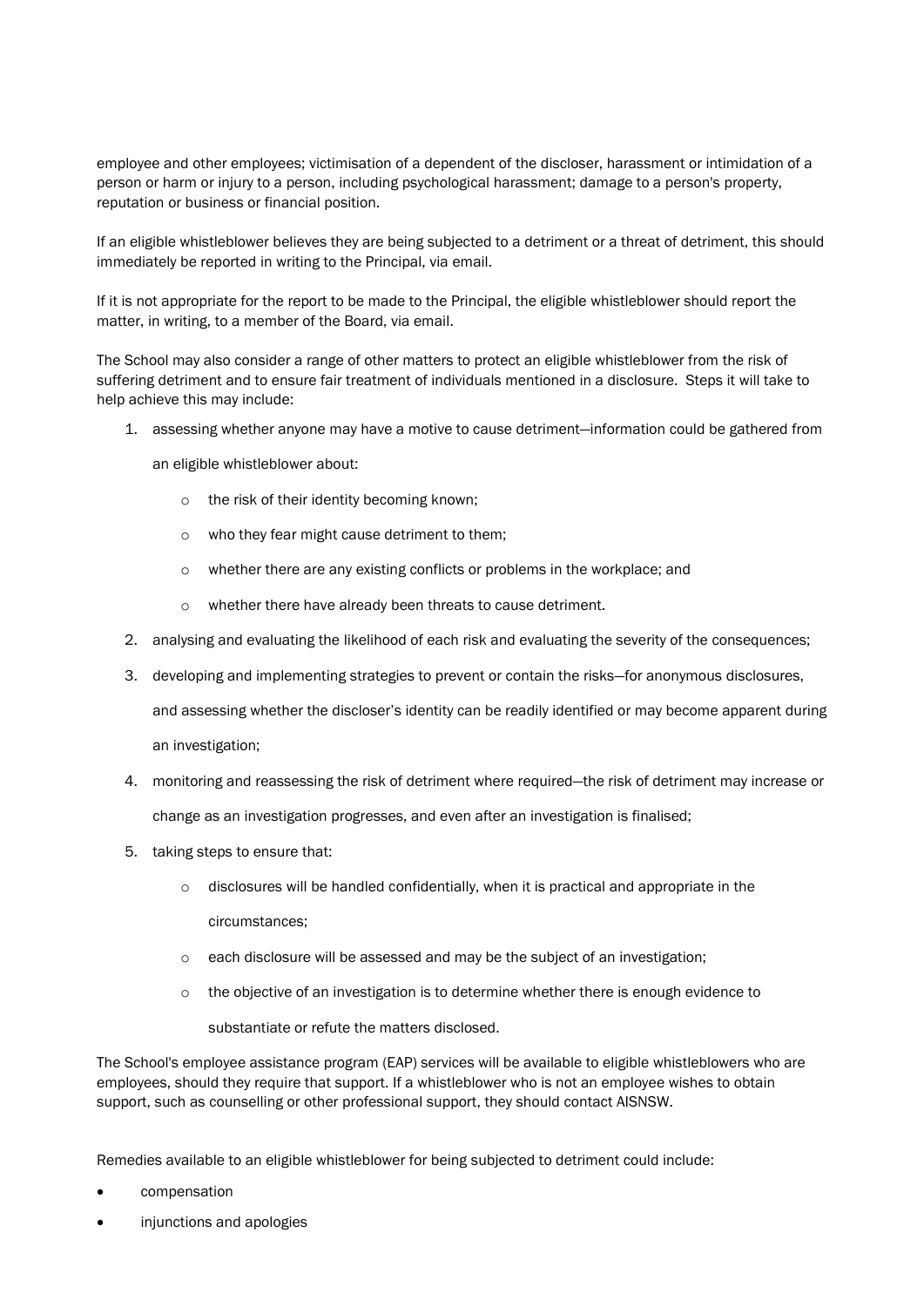employee and other employees; victimisation of a dependent of the discloser, harassment or intimidation of a person or harm or injury to a person, including psychological harassment; damage to a person's property, reputation or business or financial position.

If an eligible whistleblower believes they are being subjected to a detriment or a threat of detriment, this should immediately be reported in writing to the Principal, via email.

If it is not appropriate for the report to be made to the Principal, the eligible whistleblower should report the matter, in writing, to a member of the Board, via email.

The School may also consider a range of other matters to protect an eligible whistleblower from the risk of suffering detriment and to ensure fair treatment of individuals mentioned in a disclosure. Steps it will take to help achieve this may include:

1. assessing whether anyone may have a motive to cause detriment—information could be gathered from an eligible whistleblower about:
    - the risk of their identity becoming known;
    - who they fear might cause detriment to them;
    - whether there are any existing conflicts or problems in the workplace; and
    - whether there have already been threats to cause detriment.
2. analysing and evaluating the likelihood of each risk and evaluating the severity of the consequences;
3. developing and implementing strategies to prevent or contain the risks—for anonymous disclosures, and assessing whether the discloser's identity can be readily identified or may become apparent during an investigation;
4. monitoring and reassessing the risk of detriment where required—the risk of detriment may increase or change as an investigation progresses, and even after an investigation is finalised;
5. taking steps to ensure that:
    - disclosures will be handled confidentially, when it is practical and appropriate in the circumstances;
    - each disclosure will be assessed and may be the subject of an investigation;
    - the objective of an investigation is to determine whether there is enough evidence to substantiate or refute the matters disclosed.

The School's employee assistance program (EAP) services will be available to eligible whistleblowers who are employees, should they require that support. If a whistleblower who is not an employee wishes to obtain support, such as counselling or other professional support, they should contact AISNSW.

Remedies available to an eligible whistleblower for being subjected to detriment could include:

- compensation
- injunctions and apologies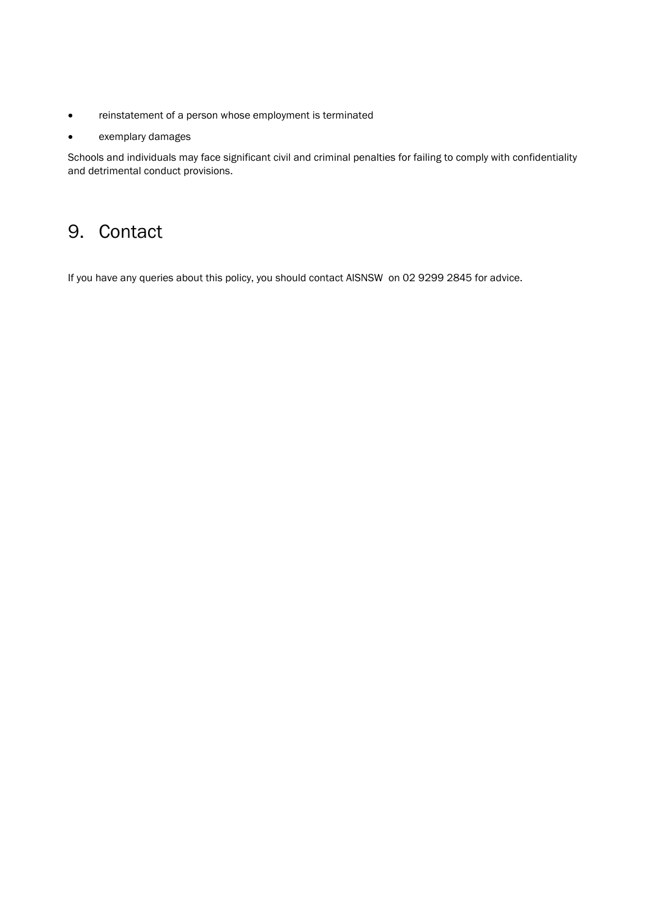- reinstatement of a person whose employment is terminated
- exemplary damages

Schools and individuals may face significant civil and criminal penalties for failing to comply with confidentiality and detrimental conduct provisions.

## 9. Contact

If you have any queries about this policy, you should contact AISNSW on 02 9299 2845 for advice.